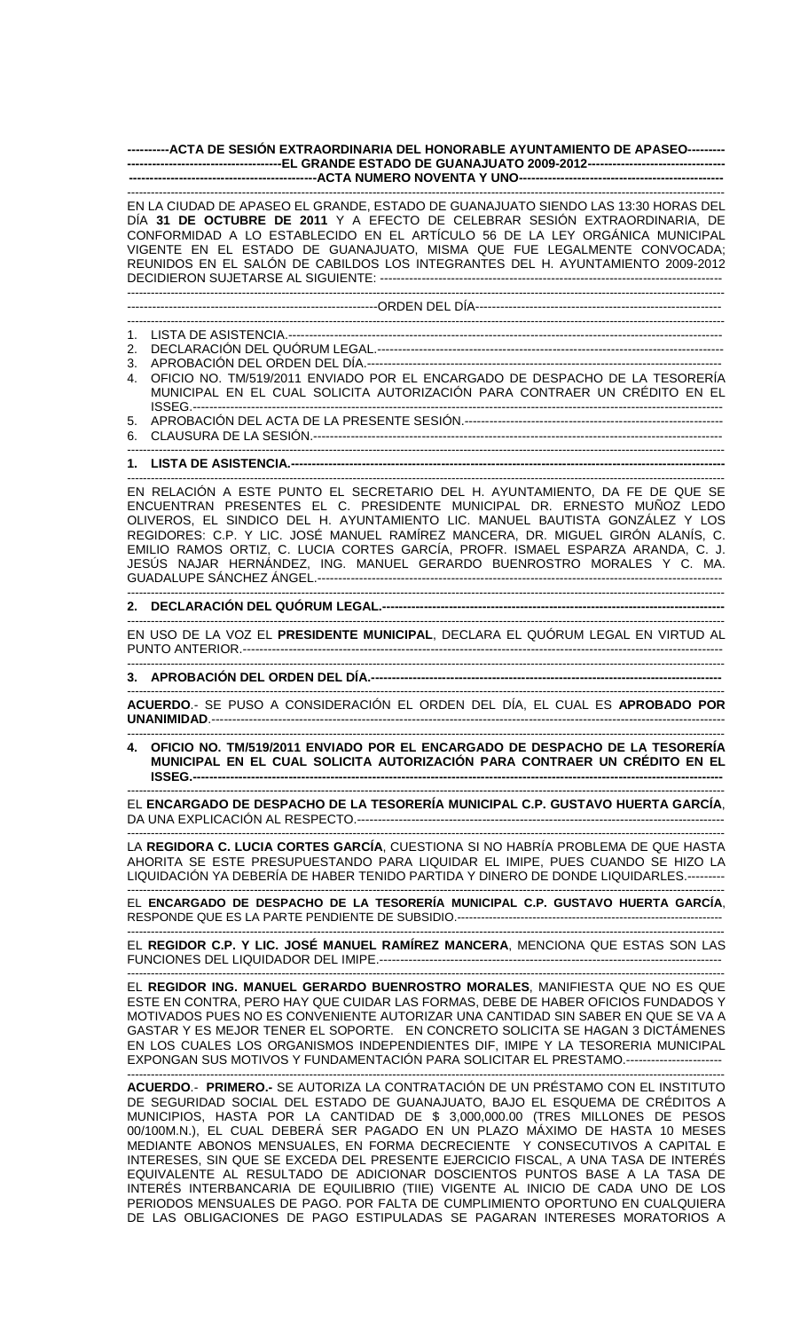**----------ACTA DE SESIÓN EXTRAORDINARIA DEL HONORABLE AYUNTAMIENTO DE APASEO---------**
**-------------------------------------EL GRANDE ESTADO DE GUANAJUATO 2009-2012---------------------------------**
**----------------------------------------------ACTA NUMERO NOVENTA Y UNO----------------------------------------------**

EN LA CIUDAD DE APASEO EL GRANDE, ESTADO DE GUANAJUATO SIENDO LAS 13:30 HORAS DEL DÍA **31 DE OCTUBRE DE 2011** Y A EFECTO DE CELEBRAR SESIÓN EXTRAORDINARIA, DE CONFORMIDAD A LO ESTABLECIDO EN EL ARTÍCULO 56 DE LA LEY ORGÁNICA MUNICIPAL VIGENTE EN EL ESTADO DE GUANAJUATO, MISMA QUE FUE LEGALMENTE CONVOCADA; REUNIDOS EN EL SALÓN DE CABILDOS LOS INTEGRANTES DEL H. AYUNTAMIENTO 2009-2012 DECIDIERON SUJETARSE AL SIGUIENTE: ----------------------------------------------------------------------------------

-----------------------------------------------------------ORDEN DEL DÍA-----------------------------------------------------------

1. LISTA DE ASISTENCIA.------------------------------------------------------------------------------------------------------
2. DECLARACIÓN DEL QUÓRUM LEGAL.-------------------------------------------------------------------------------------
3. APROBACIÓN DEL ORDEN DEL DÍA.-------------------------------------------------------------------------------------
4. OFICIO NO. TM/519/2011 ENVIADO POR EL ENCARGADO DE DESPACHO DE LA TESORERÍA MUNICIPAL EN EL CUAL SOLICITA AUTORIZACIÓN PARA CONTRAER UN CRÉDITO EN EL ISSEG.-------------------------------------------------------------------------------------------------------------------
5. APROBACIÓN DEL ACTA DE LA PRESENTE SESIÓN.---------------------------------------------------------------
6. CLAUSURA DE LA SESIÓN.--------------------------------------------------------------------------------------------------

**1. LISTA DE ASISTENCIA.-----------------------------------------------------------------------------------------------------**

EN RELACIÓN A ESTE PUNTO EL SECRETARIO DEL H. AYUNTAMIENTO, DA FE DE QUE SE ENCUENTRAN PRESENTES EL C. PRESIDENTE MUNICIPAL DR. ERNESTO MUÑOZ LEDO OLIVEROS, EL SINDICO DEL H. AYUNTAMIENTO LIC. MANUEL BAUTISTA GONZÁLEZ Y LOS REGIDORES: C.P. Y LIC. JOSÉ MANUEL RAMÍREZ MANCERA, DR. MIGUEL GIRÓN ALANÍS, C. EMILIO RAMOS ORTIZ, C. LUCIA CORTES GARCÍA, PROFR. ISMAEL ESPARZA ARANDA, C. J. JESÚS NAJAR HERNÁNDEZ, ING. MANUEL GERARDO BUENROSTRO MORALES Y C. MA. GUADALUPE SÁNCHEZ ÁNGEL.----------------------------------------------------------------------------------------------

**2. DECLARACIÓN DEL QUÓRUM LEGAL.----------------------------------------------------------------------------------**

EN USO DE LA VOZ EL **PRESIDENTE MUNICIPAL**, DECLARA EL QUÓRUM LEGAL EN VIRTUD AL PUNTO ANTERIOR.-----------------------------------------------------------------------------------------------------------

**3. APROBACIÓN DEL ORDEN DEL DÍA.-----------------------------------------------------------------------------------**

**ACUERDO**.- SE PUSO A CONSIDERACIÓN EL ORDEN DEL DÍA, EL CUAL ES **APROBADO POR UNANIMIDAD**.-------------------------------------------------------------------------------------------------------------------

**4. OFICIO NO. TM/519/2011 ENVIADO POR EL ENCARGADO DE DESPACHO DE LA TESORERÍA MUNICIPAL EN EL CUAL SOLICITA AUTORIZACIÓN PARA CONTRAER UN CRÉDITO EN EL ISSEG.---------------------------------------------------------------------------------------------------------------------**

EL **ENCARGADO DE DESPACHO DE LA TESORERÍA MUNICIPAL C.P. GUSTAVO HUERTA GARCÍA**, DA UNA EXPLICACIÓN AL RESPECTO.---------------------------------------------------------------------------------------

LA **REGIDORA C. LUCIA CORTES GARCÍA**, CUESTIONA SI NO HABRÍA PROBLEMA DE QUE HASTA AHORITA SE ESTE PRESUPUESTANDO PARA LIQUIDAR EL IMIPE, PUES CUANDO SE HIZO LA LIQUIDACIÓN YA DEBERÍA DE HABER TENIDO PARTIDA Y DINERO DE DONDE LIQUIDARLES.---------

EL **ENCARGADO DE DESPACHO DE LA TESORERÍA MUNICIPAL C.P. GUSTAVO HUERTA GARCÍA**, RESPONDE QUE ES LA PARTE PENDIENTE DE SUBSIDIO.-------------------------------------------------------------

EL **REGIDOR C.P. Y LIC. JOSÉ MANUEL RAMÍREZ MANCERA**, MENCIONA QUE ESTAS SON LAS FUNCIONES DEL LIQUIDADOR DEL IMIPE.------------------------------------------------------------------------------

EL **REGIDOR ING. MANUEL GERARDO BUENROSTRO MORALES**, MANIFIESTA QUE NO ES QUE ESTE EN CONTRA, PERO HAY QUE CUIDAR LAS FORMAS, DEBE DE HABER OFICIOS FUNDADOS Y MOTIVADOS PUES NO ES CONVENIENTE AUTORIZAR UNA CANTIDAD SIN SABER EN QUE SE VA A GASTAR Y ES MEJOR TENER EL SOPORTE. EN CONCRETO SOLICITA SE HAGAN 3 DICTÁMENES EN LOS CUALES LOS ORGANISMOS INDEPENDIENTES DIF, IMIPE Y LA TESORERIA MUNICIPAL EXPONGAN SUS MOTIVOS Y FUNDAMENTACIÓN PARA SOLICITAR EL PRESTAMO.-----------------------

**ACUERDO**.- **PRIMERO.-** SE AUTORIZA LA CONTRATACIÓN DE UN PRÉSTAMO CON EL INSTITUTO DE SEGURIDAD SOCIAL DEL ESTADO DE GUANAJUATO, BAJO EL ESQUEMA DE CRÉDITOS A MUNICIPIOS, HASTA POR LA CANTIDAD DE $ 3,000,000.00 (TRES MILLONES DE PESOS 00/100M.N.), EL CUAL DEBERÁ SER PAGADO EN UN PLAZO MÁXIMO DE HASTA 10 MESES MEDIANTE ABONOS MENSUALES, EN FORMA DECRECIENTE Y CONSECUTIVOS A CAPITAL E INTERESES, SIN QUE SE EXCEDA DEL PRESENTE EJERCICIO FISCAL, A UNA TASA DE INTERÉS EQUIVALENTE AL RESULTADO DE ADICIONAR DOSCIENTOS PUNTOS BASE A LA TASA DE INTERÉS INTERBANCARIA DE EQUILIBRIO (TIIE) VIGENTE AL INICIO DE CADA UNO DE LOS PERIODOS MENSUALES DE PAGO. POR FALTA DE CUMPLIMIENTO OPORTUNO EN CUALQUIERA DE LAS OBLIGACIONES DE PAGO ESTIPULADAS SE PAGARAN INTERESES MORATORIOS A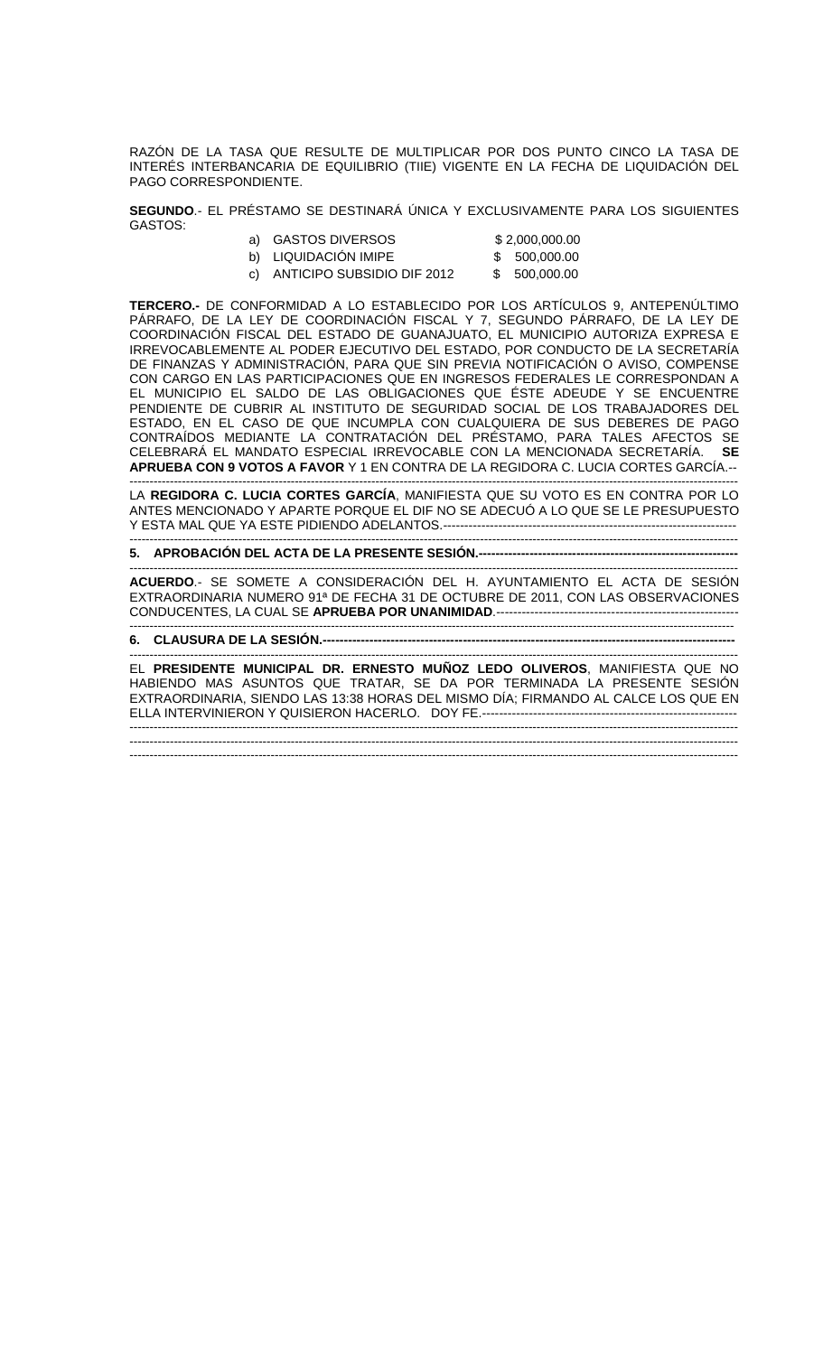RAZÓN DE LA TASA QUE RESULTE DE MULTIPLICAR POR DOS PUNTO CINCO LA TASA DE INTERÉS INTERBANCARIA DE EQUILIBRIO (TIIE) VIGENTE EN LA FECHA DE LIQUIDACIÓN DEL PAGO CORRESPONDIENTE.

**SEGUNDO**.- EL PRÉSTAMO SE DESTINARÁ ÚNICA Y EXCLUSIVAMENTE PARA LOS SIGUIENTES GASTOS:

| | |
|---|---|
| a) GASTOS DIVERSOS | $ 2,000,000.00 |
| b) LIQUIDACIÓN IMIPE | $ 500,000.00 |
| c) ANTICIPO SUBSIDIO DIF 2012 | $ 500,000.00 |

**TERCERO.-** DE CONFORMIDAD A LO ESTABLECIDO POR LOS ARTÍCULOS 9, ANTEPENÚLTIMO PÁRRAFO, DE LA LEY DE COORDINACIÓN FISCAL Y 7, SEGUNDO PÁRRAFO, DE LA LEY DE COORDINACIÓN FISCAL DEL ESTADO DE GUANAJUATO, EL MUNICIPIO AUTORIZA EXPRESA E IRREVOCABLEMENTE AL PODER EJECUTIVO DEL ESTADO, POR CONDUCTO DE LA SECRETARÍA DE FINANZAS Y ADMINISTRACIÓN, PARA QUE SIN PREVIA NOTIFICACIÓN O AVISO, COMPENSE CON CARGO EN LAS PARTICIPACIONES QUE EN INGRESOS FEDERALES LE CORRESPONDAN A EL MUNICIPIO EL SALDO DE LAS OBLIGACIONES QUE ÉSTE ADEUDE Y SE ENCUENTRE PENDIENTE DE CUBRIR AL INSTITUTO DE SEGURIDAD SOCIAL DE LOS TRABAJADORES DEL ESTADO, EN EL CASO DE QUE INCUMPLA CON CUALQUIERA DE SUS DEBERES DE PAGO CONTRAÍDOS MEDIANTE LA CONTRATACIÓN DEL PRÉSTAMO, PARA TALES AFECTOS SE CELEBRARÁ EL MANDATO ESPECIAL IRREVOCABLE CON LA MENCIONADA SECRETARÍA. **SE APRUEBA CON 9 VOTOS A FAVOR** Y 1 EN CONTRA DE LA REGIDORA C. LUCIA CORTES GARCÍA.---------------------------------------------------------------------------------------------------------------------------------------

LA **REGIDORA C. LUCIA CORTES GARCÍA**, MANIFIESTA QUE SU VOTO ES EN CONTRA POR LO ANTES MENCIONADO Y APARTE PORQUE EL DIF NO SE ADECUÓ A LO QUE SE LE PRESUPUESTO Y ESTA MAL QUE YA ESTE PIDIENDO ADELANTOS.-------------------------------------------------------------------------------------------------------------------------------------------------------------------------------------------------------------------

**5. APROBACIÓN DEL ACTA DE LA PRESENTE SESIÓN.-------------------------------------------------------------**

---------------------------------------------------------------------------------------------------------------------------------------

**ACUERDO**.- SE SOMETE A CONSIDERACIÓN DEL H. AYUNTAMIENTO EL ACTA DE SESIÓN EXTRAORDINARIA NUMERO 91ª DE FECHA 31 DE OCTUBRE DE 2011, CON LAS OBSERVACIONES CONDUCENTES, LA CUAL SE **APRUEBA POR UNANIMIDAD**.---------------------------------------------------------------------------------------------------------------------------------------------------------------------------------------------------

**6. CLAUSURA DE LA SESIÓN.------------------------------------------------------------------------------------------------**

---------------------------------------------------------------------------------------------------------------------------------------

EL **PRESIDENTE MUNICIPAL DR. ERNESTO MUÑOZ LEDO OLIVEROS**, MANIFIESTA QUE NO HABIENDO MAS ASUNTOS QUE TRATAR, SE DA POR TERMINADA LA PRESENTE SESIÓN EXTRAORDINARIA, SIENDO LAS 13:38 HORAS DEL MISMO DÍA; FIRMANDO AL CALCE LOS QUE EN ELLA INTERVINIERON Y QUISIERON HACERLO. DOY FE.------------------------------------------------------------

---------------------------------------------------------------------------------------------------------------------------------------

---------------------------------------------------------------------------------------------------------------------------------------

---------------------------------------------------------------------------------------------------------------------------------------